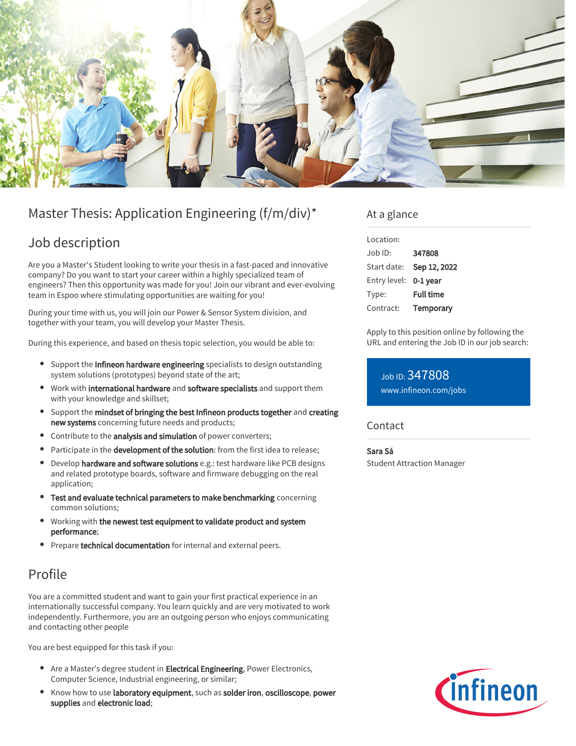# Master Thesis: Application Engineering (f/m/div)*

## Job description

Are you a Master's Student looking to write your thesis in a fast-paced and innovative company? Do you want to start your career within a highly specialized team of engineers? Then this opportunity was made for you! Join our vibrant and ever-evolving team in Espoo where stimulating opportunities are waiting for you!

During your time with us, you will join our Power & Sensor System division, and together with your team, you will develop your Master Thesis.

During this experience, and based on thesis topic selection, you would be able to:

- Support the **Infineon hardware engineering** specialists to design outstanding system solutions (prototypes) beyond state of the art;
- Work with **international hardware** and **software specialists** and support them with your knowledge and skillset;
- Support the **mindset of bringing the best Infineon products together** and **creating new systems** concerning future needs and products;
- Contribute to the **analysis and simulation** of power converters;
- Participate in the **development of the solution**: from the first idea to release;
- Develop **hardware and software solutions** e.g.: test hardware like PCB designs and related prototype boards, software and firmware debugging on the real application;
- **Test and evaluate technical parameters to make benchmarking** concerning common solutions;
- Working with **the newest test equipment to validate product and system performance**;
- Prepare **technical documentation** for internal and external peers.

## Profile

You are a committed student and want to gain your first practical experience in an internationally successful company. You learn quickly and are very motivated to work independently. Furthermore, you are an outgoing person who enjoys communicating and contacting other people

You are best equipped for this task if you:

- Are a Master's degree student in **Electrical Engineering**, Power Electronics, Computer Science, Industrial engineering, or similar;
- Know how to use **laboratory equipment**, such as **solder iron**, **oscilloscope**, **power supplies** and **electronic load**;

## At a glance

| | |
|---|---|
| Location: | |
| Job ID: | **347808** |
| Start date: | **Sep 12, 2022** |
| Entry level: | **0-1 year** |
| Type: | **Full time** |
| Contract: | **Temporary** |

Apply to this position online by following the URL and entering the Job ID in our job search:

Job ID: 347808
www.infineon.com/jobs

## Contact

**Sara Sá**
Student Attraction Manager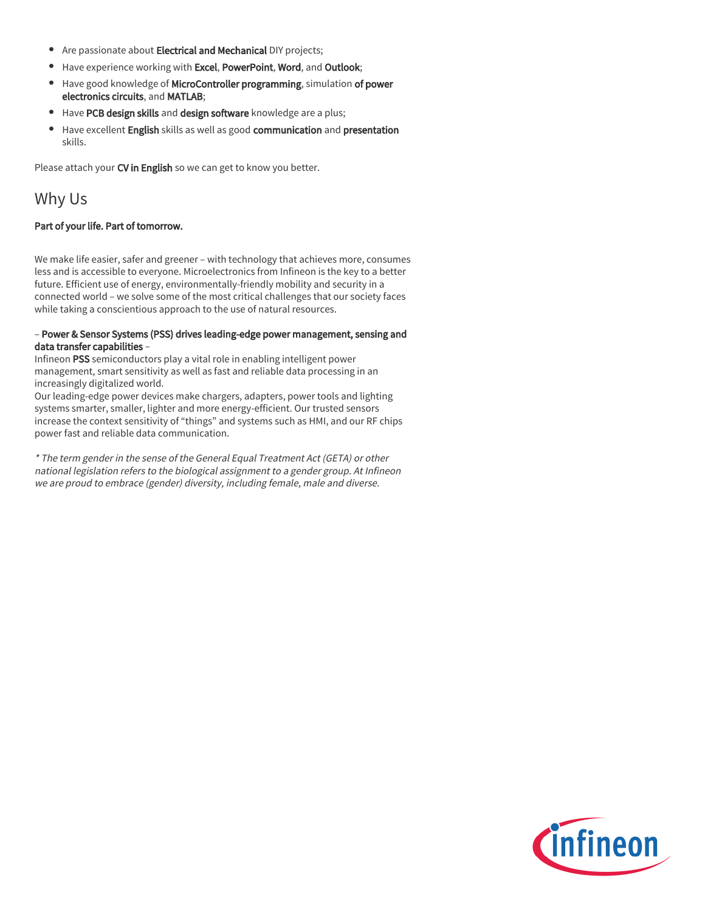- Are passionate about **Electrical and Mechanical** DIY projects;
- Have experience working with **Excel**, **PowerPoint**, **Word**, and **Outlook**;
- Have good knowledge of **MicroController programming**, simulation **of power electronics circuits**, and **MATLAB**;
- Have **PCB design skills** and **design software** knowledge are a plus;
- Have excellent **English** skills as well as good **communication** and **presentation** skills.

Please attach your **CV in English** so we can get to know you better.

## Why Us

**Part of your life. Part of tomorrow.**

We make life easier, safer and greener – with technology that achieves more, consumes less and is accessible to everyone. Microelectronics from Infineon is the key to a better future. Efficient use of energy, environmentally-friendly mobility and security in a connected world – we solve some of the most critical challenges that our society faces while taking a conscientious approach to the use of natural resources.

– **Power & Sensor Systems (PSS) drives leading-edge power management, sensing and data transfer capabilities** –
Infineon **PSS** semiconductors play a vital role in enabling intelligent power management, smart sensitivity as well as fast and reliable data processing in an increasingly digitalized world.
Our leading-edge power devices make chargers, adapters, power tools and lighting systems smarter, smaller, lighter and more energy-efficient. Our trusted sensors increase the context sensitivity of "things" and systems such as HMI, and our RF chips power fast and reliable data communication.

*\* The term gender in the sense of the General Equal Treatment Act (GETA) or other national legislation refers to the biological assignment to a gender group. At Infineon we are proud to embrace (gender) diversity, including female, male and diverse.*